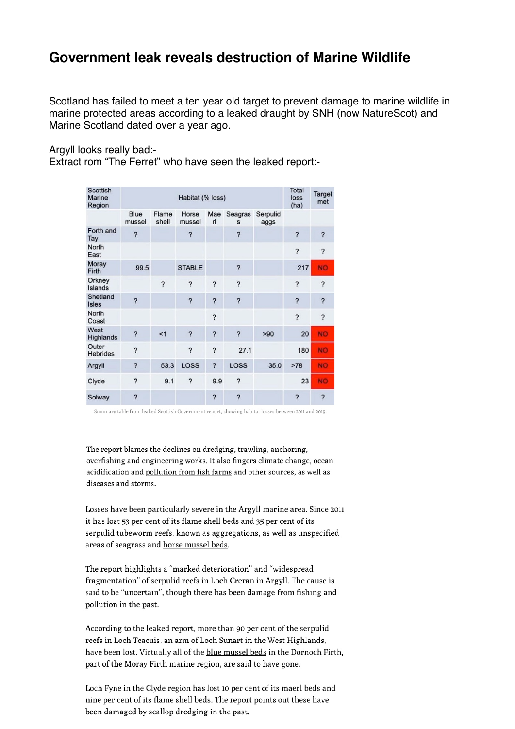# Government leak reveals destruction of Marine Wildlife

Scotland has failed to meet a ten year old target to prevent damage to marine wildlife in marine protected areas according to a leaked draught by SNH (now NatureScot) and Marine Scotland dated over a year ago.

Argyll looks really bad:-
Extract rom "The Ferret" who have seen the leaked report:-

| Scottish Marine Region | Habitat (% loss) | | | | | | Total loss (ha) | Target met |
|---|---|---|---|---|---|---|---|---|
| | Blue mussel | Flame shell | Horse mussel | Maerl | Seagrass | Serpulid aggs | | |
| Forth and Tay | ? | | ? | | ? | | ? | ? |
| North East | | | | | | | ? | ? |
| Moray Firth | 99.5 | | STABLE | | ? | | 217 | NO |
| Orkney Islands | | ? | ? | ? | ? | | ? | ? |
| Shetland Isles | ? | | ? | ? | ? | | ? | ? |
| North Coast | | | | ? | | | ? | ? |
| West Highlands | ? | <1 | ? | ? | ? | >90 | 20 | NO |
| Outer Hebrides | ? | | ? | ? | 27.1 | | 180 | NO |
| Argyll | ? | 53.3 | LOSS | ? | LOSS | 35.0 | >78 | NO |
| Clyde | ? | 9.1 | ? | 9.9 | ? | | 23 | NO |
| Solway | ? | | | ? | ? | | ? | ? |

Summary table from leaked Scottish Government report, showing habitat losses between 2011 and 2019.

The report blames the declines on dredging, trawling, anchoring, overfishing and engineering works. It also fingers climate change, ocean acidification and pollution from fish farms and other sources, as well as diseases and storms.

Losses have been particularly severe in the Argyll marine area. Since 2011 it has lost 53 per cent of its flame shell beds and 35 per cent of its serpulid tubeworm reefs, known as aggregations, as well as unspecified areas of seagrass and horse mussel beds.

The report highlights a "marked deterioration" and "widespread fragmentation" of serpulid reefs in Loch Creran in Argyll. The cause is said to be "uncertain", though there has been damage from fishing and pollution in the past.

According to the leaked report, more than 90 per cent of the serpulid reefs in Loch Teacuis, an arm of Loch Sunart in the West Highlands, have been lost. Virtually all of the blue mussel beds in the Dornoch Firth, part of the Moray Firth marine region, are said to have gone.

Loch Fyne in the Clyde region has lost 10 per cent of its maerl beds and nine per cent of its flame shell beds. The report points out these have been damaged by scallop dredging in the past.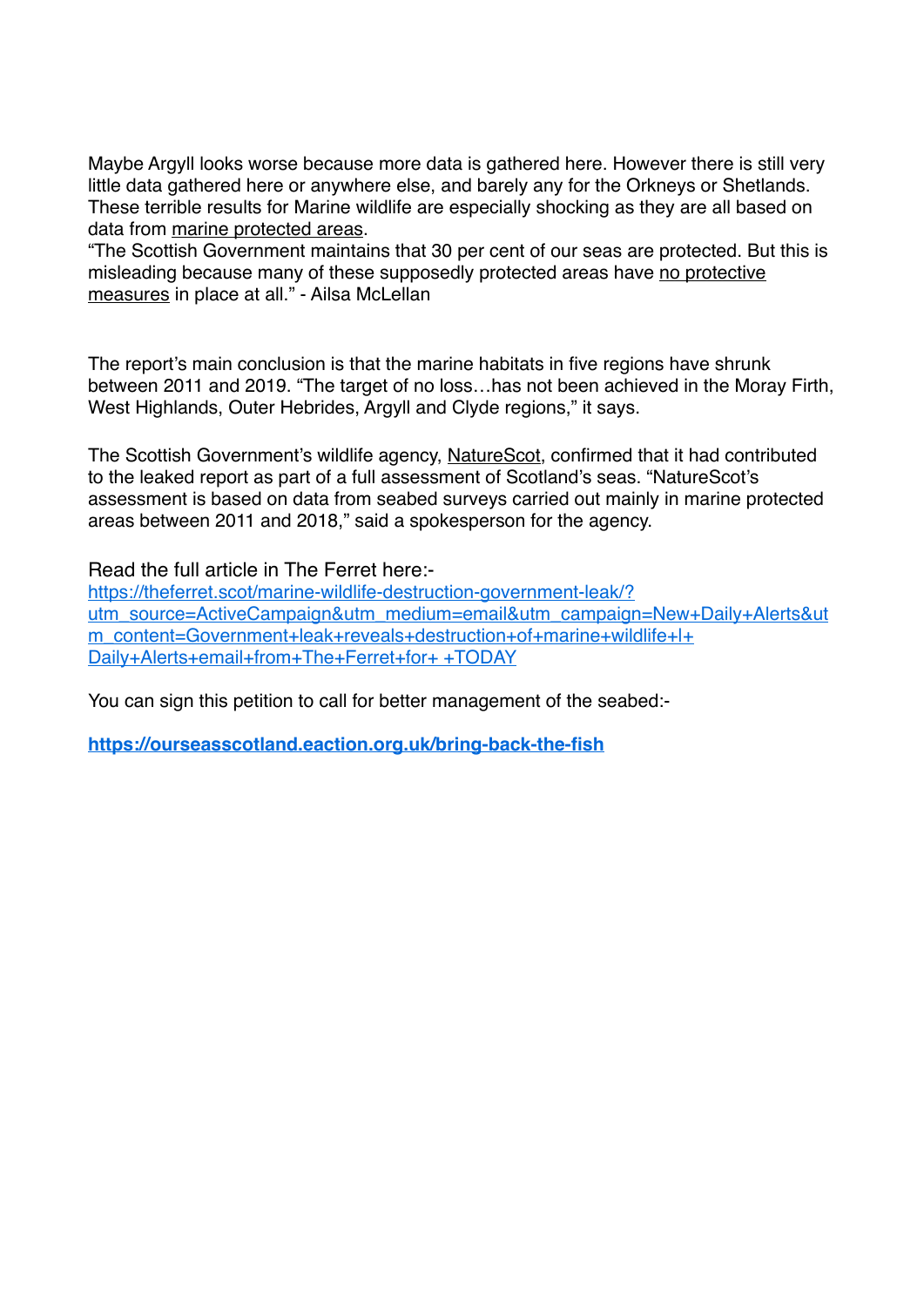Maybe Argyll looks worse because more data is gathered here. However there is still very little data gathered here or anywhere else, and barely any for the Orkneys or Shetlands. These terrible results for Marine wildlife are especially shocking as they are all based on data from marine protected areas.

"The Scottish Government maintains that 30 per cent of our seas are protected. But this is misleading because many of these supposedly protected areas have no protective measures in place at all." - Ailsa McLellan

The report's main conclusion is that the marine habitats in five regions have shrunk between 2011 and 2019. "The target of no loss…has not been achieved in the Moray Firth, West Highlands, Outer Hebrides, Argyll and Clyde regions," it says.

The Scottish Government's wildlife agency, NatureScot, confirmed that it had contributed to the leaked report as part of a full assessment of Scotland's seas. "NatureScot's assessment is based on data from seabed surveys carried out mainly in marine protected areas between 2011 and 2018," said a spokesperson for the agency.

Read the full article in The Ferret here:-
https://theferret.scot/marine-wildlife-destruction-government-leak/?utm_source=ActiveCampaign&utm_medium=email&utm_campaign=New+Daily+Alerts&utm_content=Government+leak+reveals+destruction+of+marine+wildlife+l+Daily+Alerts+email+from+The+Ferret+for+ +TODAY

You can sign this petition to call for better management of the seabed:-

**https://ourseasscotland.eaction.org.uk/bring-back-the-fish**